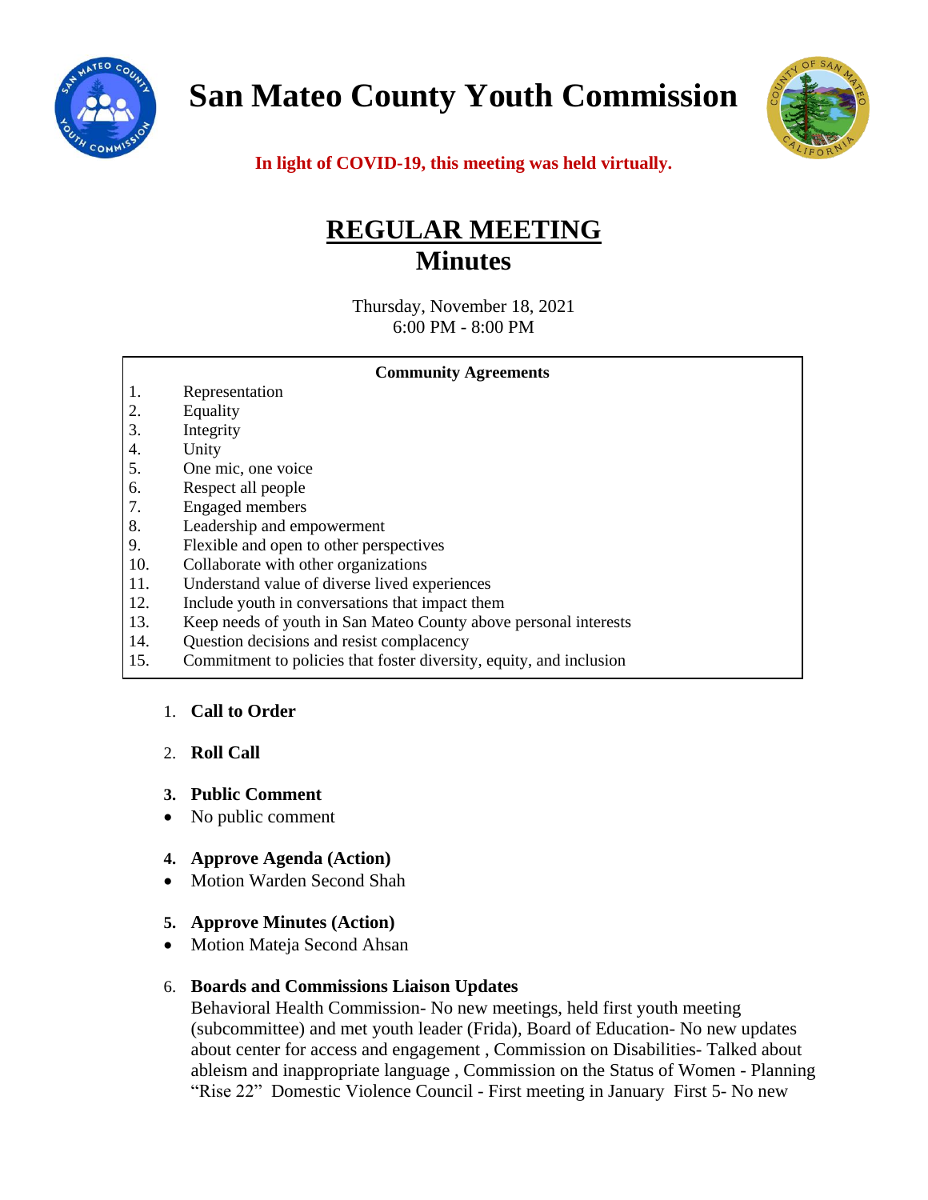# San Mateo County Youth Commission

**In light of COVID-19, this meeting was held virtually.**

## REGULAR MEETING
## Minutes

Thursday, November 18, 2021
6:00 PM - 8:00 PM

**Community Agreements**

1. Representation
2. Equality
3. Integrity
4. Unity
5. One mic, one voice
6. Respect all people
7. Engaged members
8. Leadership and empowerment
9. Flexible and open to other perspectives
10. Collaborate with other organizations
11. Understand value of diverse lived experiences
12. Include youth in conversations that impact them
13. Keep needs of youth in San Mateo County above personal interests
14. Question decisions and resist complacency
15. Commitment to policies that foster diversity, equity, and inclusion

1. **Call to Order**

2. **Roll Call**

3. **Public Comment**
   - No public comment

4. **Approve Agenda (Action)**
   - Motion Warden Second Shah

5. **Approve Minutes (Action)**
   - Motion Mateja Second Ahsan

6. **Boards and Commissions Liaison Updates**
   Behavioral Health Commission- No new meetings, held first youth meeting (subcommittee) and met youth leader (Frida), Board of Education- No new updates about center for access and engagement , Commission on Disabilities- Talked about ableism and inappropriate language , Commission on the Status of Women - Planning "Rise 22" Domestic Violence Council - First meeting in January First 5- No new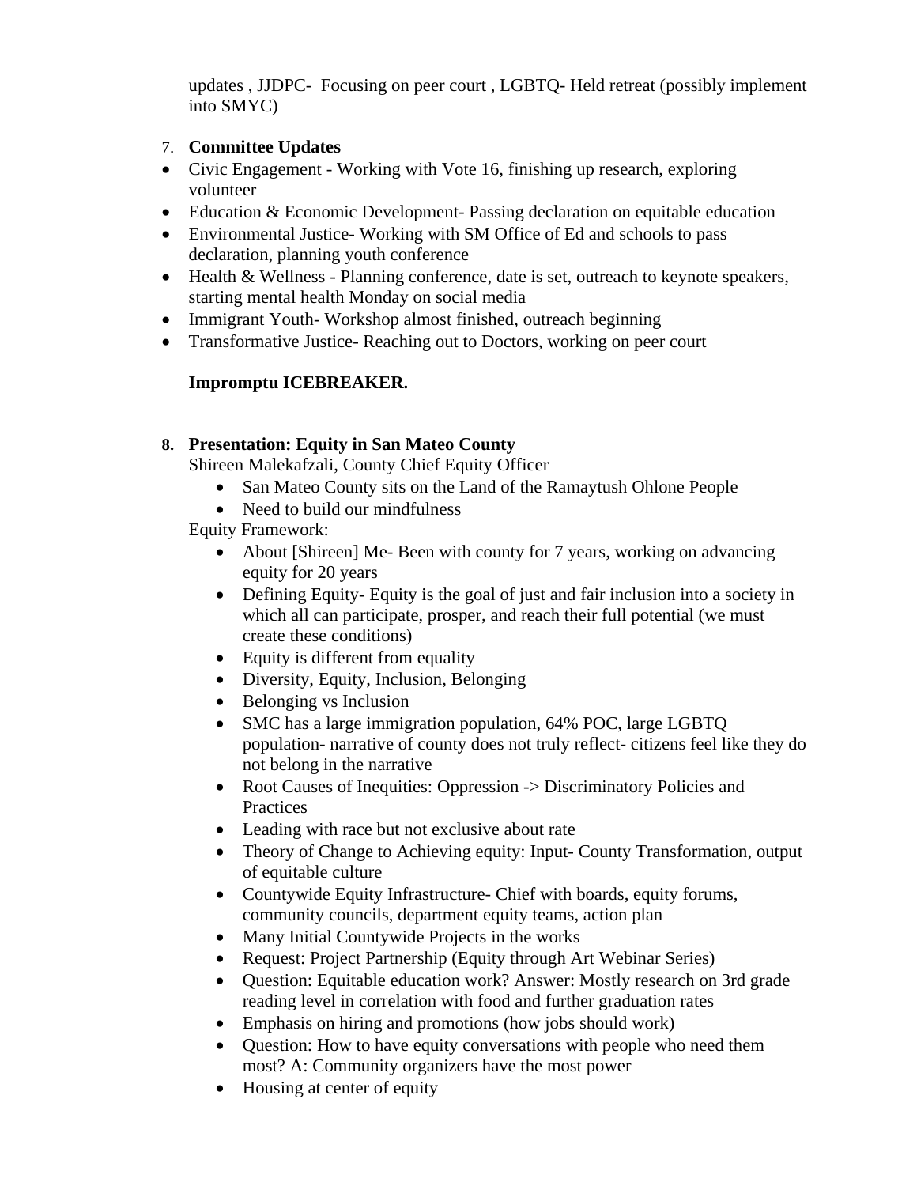updates , JJDPC- Focusing on peer court , LGBTQ- Held retreat (possibly implement into SMYC)

7. **Committee Updates**

- Civic Engagement - Working with Vote 16, finishing up research, exploring volunteer
- Education & Economic Development- Passing declaration on equitable education
- Environmental Justice- Working with SM Office of Ed and schools to pass declaration, planning youth conference
- Health & Wellness - Planning conference, date is set, outreach to keynote speakers, starting mental health Monday on social media
- Immigrant Youth- Workshop almost finished, outreach beginning
- Transformative Justice- Reaching out to Doctors, working on peer court

**Impromptu ICEBREAKER.**

8. **Presentation: Equity in San Mateo County**
   Shireen Malekafzali, County Chief Equity Officer
   - San Mateo County sits on the Land of the Ramaytush Ohlone People
   - Need to build our mindfulness

   Equity Framework:
   - About [Shireen] Me- Been with county for 7 years, working on advancing equity for 20 years
   - Defining Equity- Equity is the goal of just and fair inclusion into a society in which all can participate, prosper, and reach their full potential (we must create these conditions)
   - Equity is different from equality
   - Diversity, Equity, Inclusion, Belonging
   - Belonging vs Inclusion
   - SMC has a large immigration population, 64% POC, large LGBTQ population- narrative of county does not truly reflect- citizens feel like they do not belong in the narrative
   - Root Causes of Inequities: Oppression -> Discriminatory Policies and Practices
   - Leading with race but not exclusive about rate
   - Theory of Change to Achieving equity: Input- County Transformation, output of equitable culture
   - Countywide Equity Infrastructure- Chief with boards, equity forums, community councils, department equity teams, action plan
   - Many Initial Countywide Projects in the works
   - Request: Project Partnership (Equity through Art Webinar Series)
   - Question: Equitable education work? Answer: Mostly research on 3rd grade reading level in correlation with food and further graduation rates
   - Emphasis on hiring and promotions (how jobs should work)
   - Question: How to have equity conversations with people who need them most? A: Community organizers have the most power
   - Housing at center of equity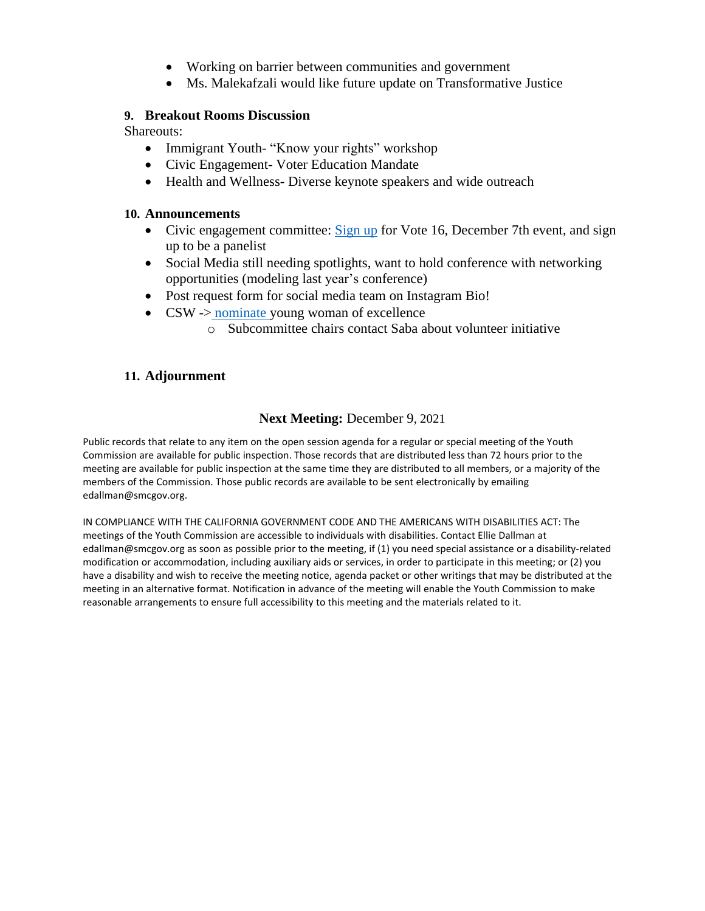- Working on barrier between communities and government
- Ms. Malekafzali would like future update on Transformative Justice

### 9. Breakout Rooms Discussion

Shareouts:

- Immigrant Youth- "Know your rights" workshop
- Civic Engagement- Voter Education Mandate
- Health and Wellness- Diverse keynote speakers and wide outreach

### 10. Announcements

- Civic engagement committee: Sign up for Vote 16, December 7th event, and sign up to be a panelist
- Social Media still needing spotlights, want to hold conference with networking opportunities (modeling last year's conference)
- Post request form for social media team on Instagram Bio!
- CSW -> nominate young woman of excellence
  - Subcommittee chairs contact Saba about volunteer initiative

### 11. Adjournment

**Next Meeting:** December 9, 2021

Public records that relate to any item on the open session agenda for a regular or special meeting of the Youth Commission are available for public inspection. Those records that are distributed less than 72 hours prior to the meeting are available for public inspection at the same time they are distributed to all members, or a majority of the members of the Commission. Those public records are available to be sent electronically by emailing edallman@smcgov.org.

IN COMPLIANCE WITH THE CALIFORNIA GOVERNMENT CODE AND THE AMERICANS WITH DISABILITIES ACT: The meetings of the Youth Commission are accessible to individuals with disabilities. Contact Ellie Dallman at edallman@smcgov.org as soon as possible prior to the meeting, if (1) you need special assistance or a disability-related modification or accommodation, including auxiliary aids or services, in order to participate in this meeting; or (2) you have a disability and wish to receive the meeting notice, agenda packet or other writings that may be distributed at the meeting in an alternative format. Notification in advance of the meeting will enable the Youth Commission to make reasonable arrangements to ensure full accessibility to this meeting and the materials related to it.